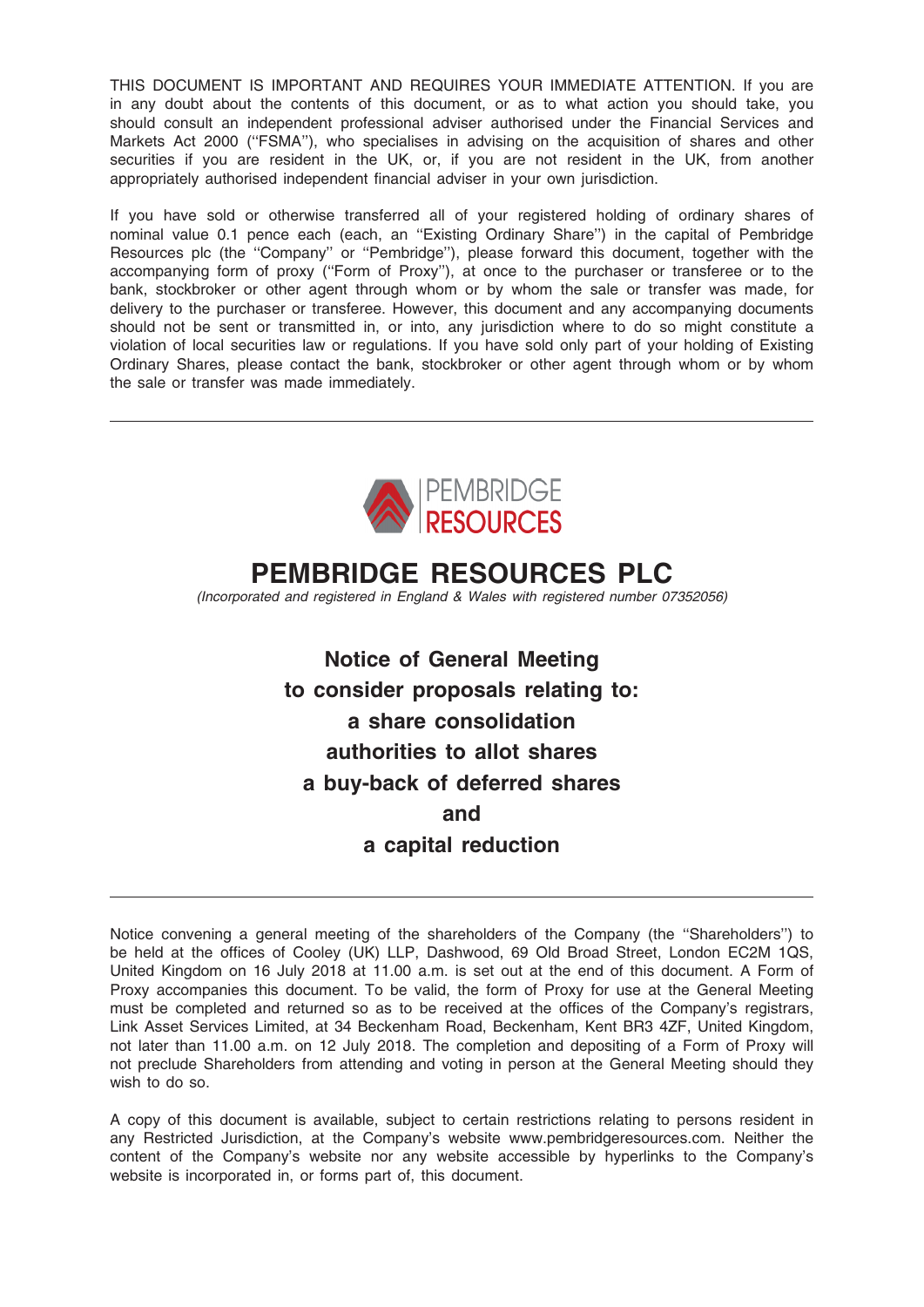THIS DOCUMENT IS IMPORTANT AND REQUIRES YOUR IMMEDIATE ATTENTION. If you are in any doubt about the contents of this document, or as to what action you should take, you should consult an independent professional adviser authorised under the Financial Services and Markets Act 2000 (''FSMA''), who specialises in advising on the acquisition of shares and other securities if you are resident in the UK, or, if you are not resident in the UK, from another appropriately authorised independent financial adviser in your own jurisdiction.

If you have sold or otherwise transferred all of your registered holding of ordinary shares of nominal value 0.1 pence each (each, an ''Existing Ordinary Share'') in the capital of Pembridge Resources plc (the ''Company'' or ''Pembridge''), please forward this document, together with the accompanying form of proxy (''Form of Proxy''), at once to the purchaser or transferee or to the bank, stockbroker or other agent through whom or by whom the sale or transfer was made, for delivery to the purchaser or transferee. However, this document and any accompanying documents should not be sent or transmitted in, or into, any jurisdiction where to do so might constitute a violation of local securities law or regulations. If you have sold only part of your holding of Existing Ordinary Shares, please contact the bank, stockbroker or other agent through whom or by whom the sale or transfer was made immediately.

---

PEMBRIDGE RESOURCES

# PEMBRIDGE RESOURCES PLC

*(Incorporated and registered in England & Wales with registered number 07352056)*

## Notice of General Meeting
## to consider proposals relating to:
## a share consolidation
## authorities to allot shares
## a buy-back of deferred shares
## and
## a capital reduction

---

Notice convening a general meeting of the shareholders of the Company (the ''Shareholders'') to be held at the offices of Cooley (UK) LLP, Dashwood, 69 Old Broad Street, London EC2M 1QS, United Kingdom on 16 July 2018 at 11.00 a.m. is set out at the end of this document. A Form of Proxy accompanies this document. To be valid, the form of Proxy for use at the General Meeting must be completed and returned so as to be received at the offices of the Company's registrars, Link Asset Services Limited, at 34 Beckenham Road, Beckenham, Kent BR3 4ZF, United Kingdom, not later than 11.00 a.m. on 12 July 2018. The completion and depositing of a Form of Proxy will not preclude Shareholders from attending and voting in person at the General Meeting should they wish to do so.

A copy of this document is available, subject to certain restrictions relating to persons resident in any Restricted Jurisdiction, at the Company's website www.pembridgeresources.com. Neither the content of the Company's website nor any website accessible by hyperlinks to the Company's website is incorporated in, or forms part of, this document.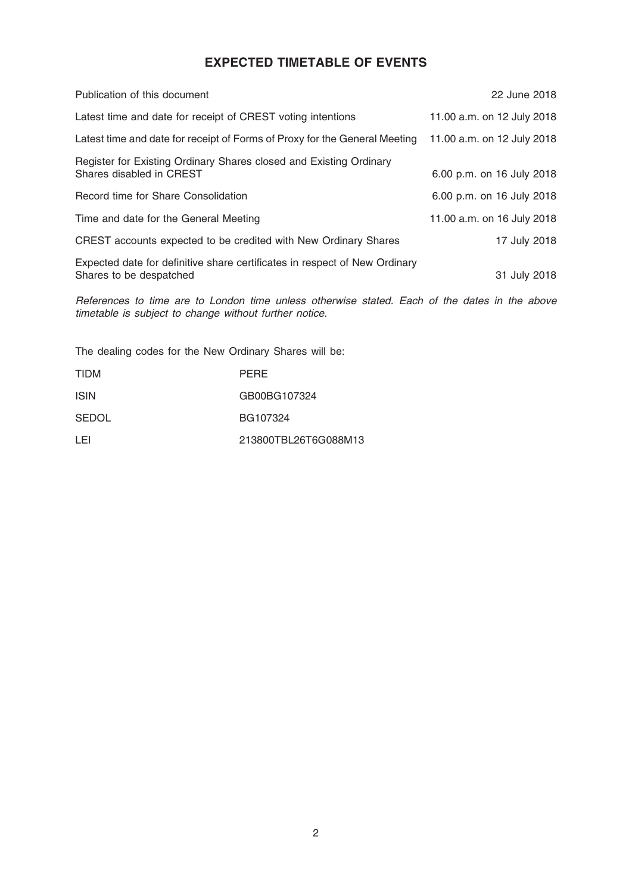# EXPECTED TIMETABLE OF EVENTS

| | |
|---|---|
| Publication of this document | 22 June 2018 |
| Latest time and date for receipt of CREST voting intentions | 11.00 a.m. on 12 July 2018 |
| Latest time and date for receipt of Forms of Proxy for the General Meeting | 11.00 a.m. on 12 July 2018 |
| Register for Existing Ordinary Shares closed and Existing Ordinary Shares disabled in CREST | 6.00 p.m. on 16 July 2018 |
| Record time for Share Consolidation | 6.00 p.m. on 16 July 2018 |
| Time and date for the General Meeting | 11.00 a.m. on 16 July 2018 |
| CREST accounts expected to be credited with New Ordinary Shares | 17 July 2018 |
| Expected date for definitive share certificates in respect of New Ordinary Shares to be despatched | 31 July 2018 |

*References to time are to London time unless otherwise stated. Each of the dates in the above timetable is subject to change without further notice.*

The dealing codes for the New Ordinary Shares will be:

| | |
|---|---|
| TIDM | PERE |
| ISIN | GB00BG107324 |
| SEDOL | BG107324 |
| LEI | 213800TBL26T6G088M13 |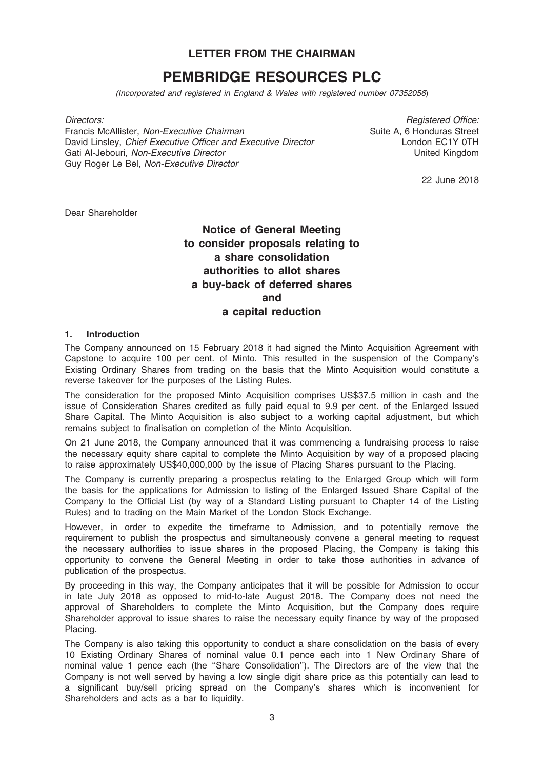## LETTER FROM THE CHAIRMAN

# PEMBRIDGE RESOURCES PLC

*(Incorporated and registered in England & Wales with registered number 07352056)*

*Directors:*
Francis McAllister, *Non-Executive Chairman*
David Linsley, *Chief Executive Officer and Executive Director*
Gati Al-Jebouri, *Non-Executive Director*
Guy Roger Le Bel, *Non-Executive Director*

*Registered Office:*
Suite A, 6 Honduras Street
London EC1Y 0TH
United Kingdom

22 June 2018

Dear Shareholder

**Notice of General Meeting**
**to consider proposals relating to**
**a share consolidation**
**authorities to allot shares**
**a buy-back of deferred shares**
**and**
**a capital reduction**

### 1. Introduction

The Company announced on 15 February 2018 it had signed the Minto Acquisition Agreement with Capstone to acquire 100 per cent. of Minto. This resulted in the suspension of the Company's Existing Ordinary Shares from trading on the basis that the Minto Acquisition would constitute a reverse takeover for the purposes of the Listing Rules.

The consideration for the proposed Minto Acquisition comprises US$37.5 million in cash and the issue of Consideration Shares credited as fully paid equal to 9.9 per cent. of the Enlarged Issued Share Capital. The Minto Acquisition is also subject to a working capital adjustment, but which remains subject to finalisation on completion of the Minto Acquisition.

On 21 June 2018, the Company announced that it was commencing a fundraising process to raise the necessary equity share capital to complete the Minto Acquisition by way of a proposed placing to raise approximately US$40,000,000 by the issue of Placing Shares pursuant to the Placing.

The Company is currently preparing a prospectus relating to the Enlarged Group which will form the basis for the applications for Admission to listing of the Enlarged Issued Share Capital of the Company to the Official List (by way of a Standard Listing pursuant to Chapter 14 of the Listing Rules) and to trading on the Main Market of the London Stock Exchange.

However, in order to expedite the timeframe to Admission, and to potentially remove the requirement to publish the prospectus and simultaneously convene a general meeting to request the necessary authorities to issue shares in the proposed Placing, the Company is taking this opportunity to convene the General Meeting in order to take those authorities in advance of publication of the prospectus.

By proceeding in this way, the Company anticipates that it will be possible for Admission to occur in late July 2018 as opposed to mid-to-late August 2018. The Company does not need the approval of Shareholders to complete the Minto Acquisition, but the Company does require Shareholder approval to issue shares to raise the necessary equity finance by way of the proposed Placing.

The Company is also taking this opportunity to conduct a share consolidation on the basis of every 10 Existing Ordinary Shares of nominal value 0.1 pence each into 1 New Ordinary Share of nominal value 1 pence each (the ''Share Consolidation''). The Directors are of the view that the Company is not well served by having a low single digit share price as this potentially can lead to a significant buy/sell pricing spread on the Company's shares which is inconvenient for Shareholders and acts as a bar to liquidity.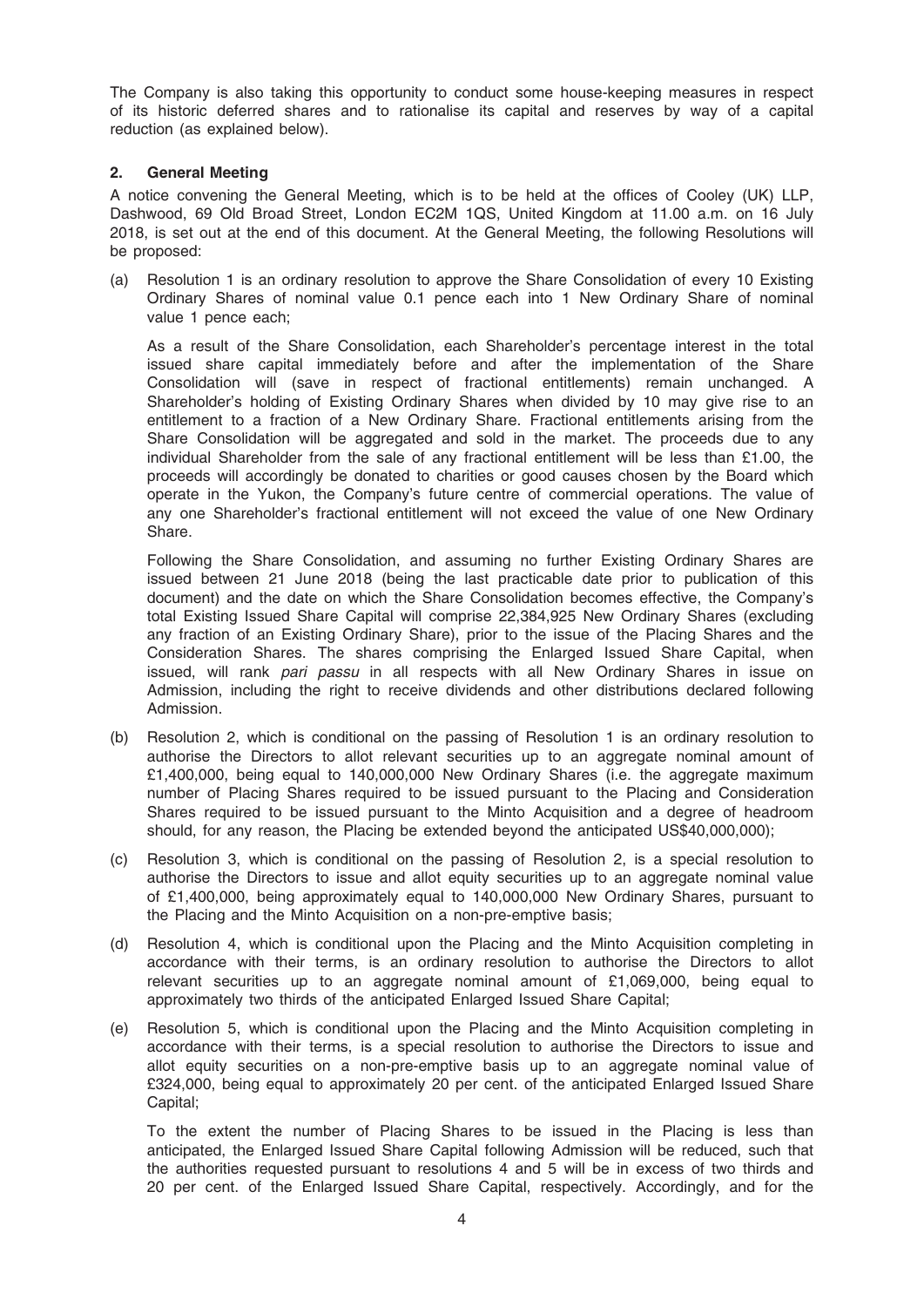The Company is also taking this opportunity to conduct some house-keeping measures in respect of its historic deferred shares and to rationalise its capital and reserves by way of a capital reduction (as explained below).

## 2. General Meeting

A notice convening the General Meeting, which is to be held at the offices of Cooley (UK) LLP, Dashwood, 69 Old Broad Street, London EC2M 1QS, United Kingdom at 11.00 a.m. on 16 July 2018, is set out at the end of this document. At the General Meeting, the following Resolutions will be proposed:

(a) Resolution 1 is an ordinary resolution to approve the Share Consolidation of every 10 Existing Ordinary Shares of nominal value 0.1 pence each into 1 New Ordinary Share of nominal value 1 pence each;

As a result of the Share Consolidation, each Shareholder's percentage interest in the total issued share capital immediately before and after the implementation of the Share Consolidation will (save in respect of fractional entitlements) remain unchanged. A Shareholder's holding of Existing Ordinary Shares when divided by 10 may give rise to an entitlement to a fraction of a New Ordinary Share. Fractional entitlements arising from the Share Consolidation will be aggregated and sold in the market. The proceeds due to any individual Shareholder from the sale of any fractional entitlement will be less than £1.00, the proceeds will accordingly be donated to charities or good causes chosen by the Board which operate in the Yukon, the Company's future centre of commercial operations. The value of any one Shareholder's fractional entitlement will not exceed the value of one New Ordinary Share.

Following the Share Consolidation, and assuming no further Existing Ordinary Shares are issued between 21 June 2018 (being the last practicable date prior to publication of this document) and the date on which the Share Consolidation becomes effective, the Company's total Existing Issued Share Capital will comprise 22,384,925 New Ordinary Shares (excluding any fraction of an Existing Ordinary Share), prior to the issue of the Placing Shares and the Consideration Shares. The shares comprising the Enlarged Issued Share Capital, when issued, will rank *pari passu* in all respects with all New Ordinary Shares in issue on Admission, including the right to receive dividends and other distributions declared following Admission.

(b) Resolution 2, which is conditional on the passing of Resolution 1 is an ordinary resolution to authorise the Directors to allot relevant securities up to an aggregate nominal amount of £1,400,000, being equal to 140,000,000 New Ordinary Shares (i.e. the aggregate maximum number of Placing Shares required to be issued pursuant to the Placing and Consideration Shares required to be issued pursuant to the Minto Acquisition and a degree of headroom should, for any reason, the Placing be extended beyond the anticipated US$40,000,000);

(c) Resolution 3, which is conditional on the passing of Resolution 2, is a special resolution to authorise the Directors to issue and allot equity securities up to an aggregate nominal value of £1,400,000, being approximately equal to 140,000,000 New Ordinary Shares, pursuant to the Placing and the Minto Acquisition on a non-pre-emptive basis;

(d) Resolution 4, which is conditional upon the Placing and the Minto Acquisition completing in accordance with their terms, is an ordinary resolution to authorise the Directors to allot relevant securities up to an aggregate nominal amount of £1,069,000, being equal to approximately two thirds of the anticipated Enlarged Issued Share Capital;

(e) Resolution 5, which is conditional upon the Placing and the Minto Acquisition completing in accordance with their terms, is a special resolution to authorise the Directors to issue and allot equity securities on a non-pre-emptive basis up to an aggregate nominal value of £324,000, being equal to approximately 20 per cent. of the anticipated Enlarged Issued Share Capital;

To the extent the number of Placing Shares to be issued in the Placing is less than anticipated, the Enlarged Issued Share Capital following Admission will be reduced, such that the authorities requested pursuant to resolutions 4 and 5 will be in excess of two thirds and 20 per cent. of the Enlarged Issued Share Capital, respectively. Accordingly, and for the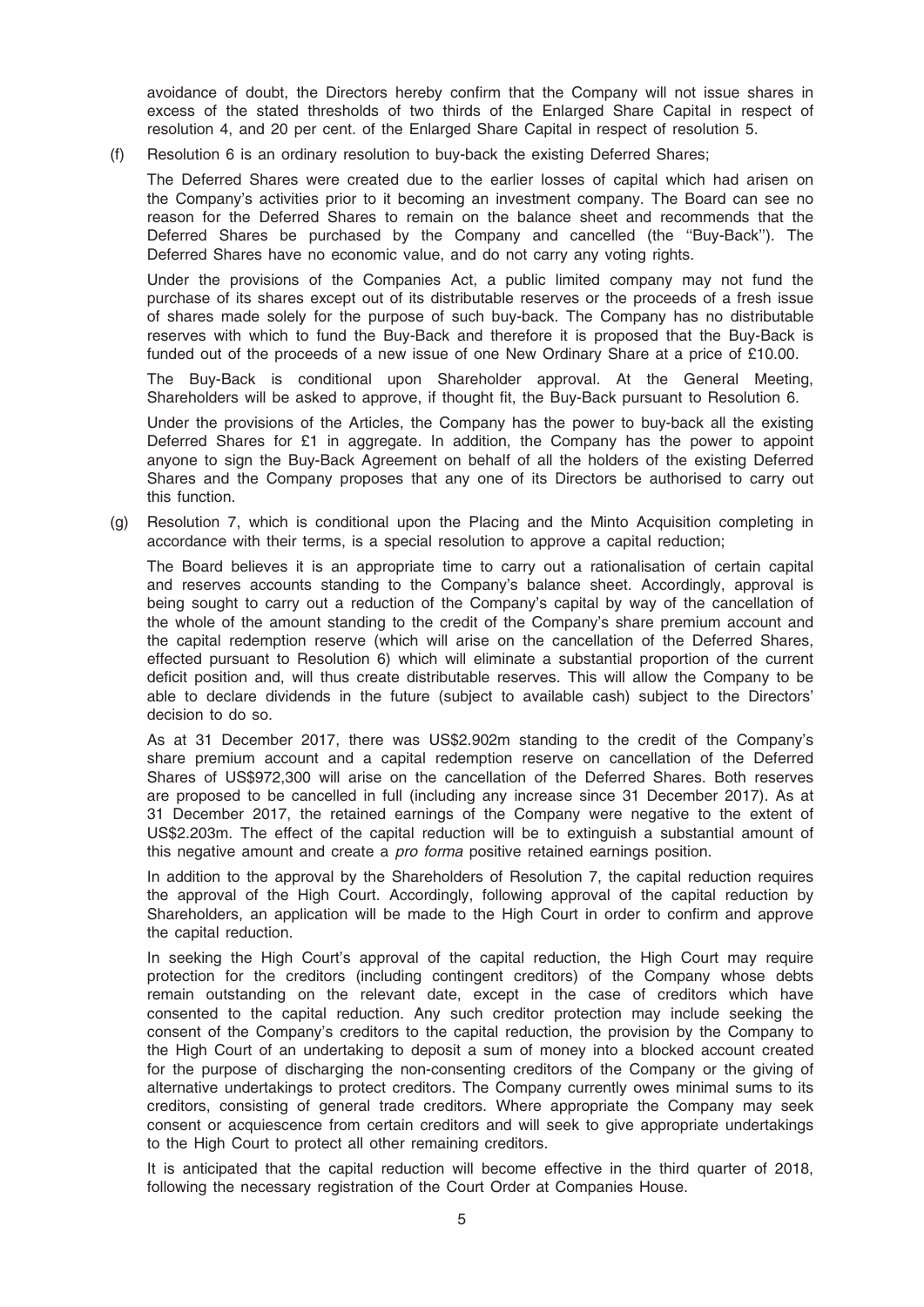avoidance of doubt, the Directors hereby confirm that the Company will not issue shares in excess of the stated thresholds of two thirds of the Enlarged Share Capital in respect of resolution 4, and 20 per cent. of the Enlarged Share Capital in respect of resolution 5.

(f) Resolution 6 is an ordinary resolution to buy-back the existing Deferred Shares;

The Deferred Shares were created due to the earlier losses of capital which had arisen on the Company's activities prior to it becoming an investment company. The Board can see no reason for the Deferred Shares to remain on the balance sheet and recommends that the Deferred Shares be purchased by the Company and cancelled (the ''Buy-Back''). The Deferred Shares have no economic value, and do not carry any voting rights.

Under the provisions of the Companies Act, a public limited company may not fund the purchase of its shares except out of its distributable reserves or the proceeds of a fresh issue of shares made solely for the purpose of such buy-back. The Company has no distributable reserves with which to fund the Buy-Back and therefore it is proposed that the Buy-Back is funded out of the proceeds of a new issue of one New Ordinary Share at a price of £10.00.

The Buy-Back is conditional upon Shareholder approval. At the General Meeting, Shareholders will be asked to approve, if thought fit, the Buy-Back pursuant to Resolution 6.

Under the provisions of the Articles, the Company has the power to buy-back all the existing Deferred Shares for £1 in aggregate. In addition, the Company has the power to appoint anyone to sign the Buy-Back Agreement on behalf of all the holders of the existing Deferred Shares and the Company proposes that any one of its Directors be authorised to carry out this function.

(g) Resolution 7, which is conditional upon the Placing and the Minto Acquisition completing in accordance with their terms, is a special resolution to approve a capital reduction;

The Board believes it is an appropriate time to carry out a rationalisation of certain capital and reserves accounts standing to the Company's balance sheet. Accordingly, approval is being sought to carry out a reduction of the Company's capital by way of the cancellation of the whole of the amount standing to the credit of the Company's share premium account and the capital redemption reserve (which will arise on the cancellation of the Deferred Shares, effected pursuant to Resolution 6) which will eliminate a substantial proportion of the current deficit position and, will thus create distributable reserves. This will allow the Company to be able to declare dividends in the future (subject to available cash) subject to the Directors' decision to do so.

As at 31 December 2017, there was US$2.902m standing to the credit of the Company's share premium account and a capital redemption reserve on cancellation of the Deferred Shares of US$972,300 will arise on the cancellation of the Deferred Shares. Both reserves are proposed to be cancelled in full (including any increase since 31 December 2017). As at 31 December 2017, the retained earnings of the Company were negative to the extent of US$2.203m. The effect of the capital reduction will be to extinguish a substantial amount of this negative amount and create a *pro forma* positive retained earnings position.

In addition to the approval by the Shareholders of Resolution 7, the capital reduction requires the approval of the High Court. Accordingly, following approval of the capital reduction by Shareholders, an application will be made to the High Court in order to confirm and approve the capital reduction.

In seeking the High Court's approval of the capital reduction, the High Court may require protection for the creditors (including contingent creditors) of the Company whose debts remain outstanding on the relevant date, except in the case of creditors which have consented to the capital reduction. Any such creditor protection may include seeking the consent of the Company's creditors to the capital reduction, the provision by the Company to the High Court of an undertaking to deposit a sum of money into a blocked account created for the purpose of discharging the non-consenting creditors of the Company or the giving of alternative undertakings to protect creditors. The Company currently owes minimal sums to its creditors, consisting of general trade creditors. Where appropriate the Company may seek consent or acquiescence from certain creditors and will seek to give appropriate undertakings to the High Court to protect all other remaining creditors.

It is anticipated that the capital reduction will become effective in the third quarter of 2018, following the necessary registration of the Court Order at Companies House.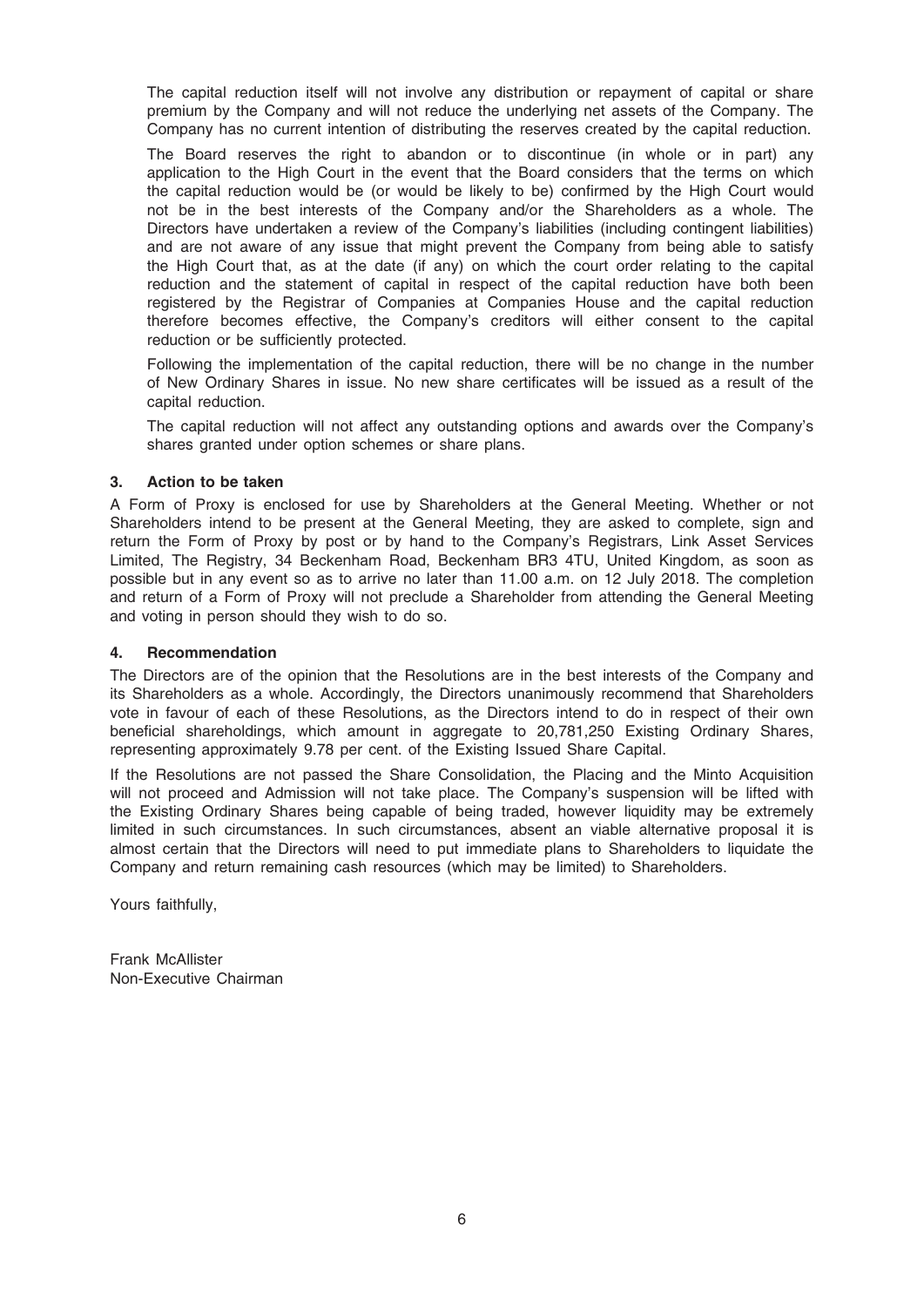The capital reduction itself will not involve any distribution or repayment of capital or share premium by the Company and will not reduce the underlying net assets of the Company. The Company has no current intention of distributing the reserves created by the capital reduction.

The Board reserves the right to abandon or to discontinue (in whole or in part) any application to the High Court in the event that the Board considers that the terms on which the capital reduction would be (or would be likely to be) confirmed by the High Court would not be in the best interests of the Company and/or the Shareholders as a whole. The Directors have undertaken a review of the Company's liabilities (including contingent liabilities) and are not aware of any issue that might prevent the Company from being able to satisfy the High Court that, as at the date (if any) on which the court order relating to the capital reduction and the statement of capital in respect of the capital reduction have both been registered by the Registrar of Companies at Companies House and the capital reduction therefore becomes effective, the Company's creditors will either consent to the capital reduction or be sufficiently protected.

Following the implementation of the capital reduction, there will be no change in the number of New Ordinary Shares in issue. No new share certificates will be issued as a result of the capital reduction.

The capital reduction will not affect any outstanding options and awards over the Company's shares granted under option schemes or share plans.

### 3. Action to be taken

A Form of Proxy is enclosed for use by Shareholders at the General Meeting. Whether or not Shareholders intend to be present at the General Meeting, they are asked to complete, sign and return the Form of Proxy by post or by hand to the Company's Registrars, Link Asset Services Limited, The Registry, 34 Beckenham Road, Beckenham BR3 4TU, United Kingdom, as soon as possible but in any event so as to arrive no later than 11.00 a.m. on 12 July 2018. The completion and return of a Form of Proxy will not preclude a Shareholder from attending the General Meeting and voting in person should they wish to do so.

### 4. Recommendation

The Directors are of the opinion that the Resolutions are in the best interests of the Company and its Shareholders as a whole. Accordingly, the Directors unanimously recommend that Shareholders vote in favour of each of these Resolutions, as the Directors intend to do in respect of their own beneficial shareholdings, which amount in aggregate to 20,781,250 Existing Ordinary Shares, representing approximately 9.78 per cent. of the Existing Issued Share Capital.

If the Resolutions are not passed the Share Consolidation, the Placing and the Minto Acquisition will not proceed and Admission will not take place. The Company's suspension will be lifted with the Existing Ordinary Shares being capable of being traded, however liquidity may be extremely limited in such circumstances. In such circumstances, absent an viable alternative proposal it is almost certain that the Directors will need to put immediate plans to Shareholders to liquidate the Company and return remaining cash resources (which may be limited) to Shareholders.

Yours faithfully,

Frank McAllister
Non-Executive Chairman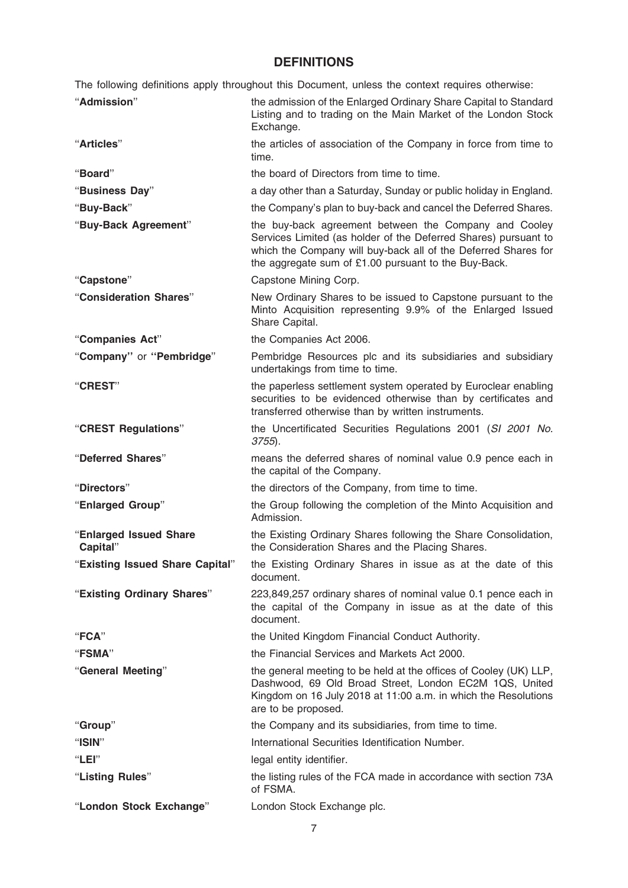## DEFINITIONS

The following definitions apply throughout this Document, unless the context requires otherwise:

| Term | Definition |
|---|---|
| "**Admission**" | the admission of the Enlarged Ordinary Share Capital to Standard Listing and to trading on the Main Market of the London Stock Exchange. |
| "**Articles**" | the articles of association of the Company in force from time to time. |
| "**Board**" | the board of Directors from time to time. |
| "**Business Day**" | a day other than a Saturday, Sunday or public holiday in England. |
| "**Buy-Back**" | the Company's plan to buy-back and cancel the Deferred Shares. |
| "**Buy-Back Agreement**" | the buy-back agreement between the Company and Cooley Services Limited (as holder of the Deferred Shares) pursuant to which the Company will buy-back all of the Deferred Shares for the aggregate sum of £1.00 pursuant to the Buy-Back. |
| "**Capstone**" | Capstone Mining Corp. |
| "**Consideration Shares**" | New Ordinary Shares to be issued to Capstone pursuant to the Minto Acquisition representing 9.9% of the Enlarged Issued Share Capital. |
| "**Companies Act**" | the Companies Act 2006. |
| "**Company**" or "**Pembridge**" | Pembridge Resources plc and its subsidiaries and subsidiary undertakings from time to time. |
| "**CREST**" | the paperless settlement system operated by Euroclear enabling securities to be evidenced otherwise than by certificates and transferred otherwise than by written instruments. |
| "**CREST Regulations**" | the Uncertificated Securities Regulations 2001 (*SI 2001 No. 3755*). |
| "**Deferred Shares**" | means the deferred shares of nominal value 0.9 pence each in the capital of the Company. |
| "**Directors**" | the directors of the Company, from time to time. |
| "**Enlarged Group**" | the Group following the completion of the Minto Acquisition and Admission. |
| "**Enlarged Issued Share Capital**" | the Existing Ordinary Shares following the Share Consolidation, the Consideration Shares and the Placing Shares. |
| "**Existing Issued Share Capital**" | the Existing Ordinary Shares in issue as at the date of this document. |
| "**Existing Ordinary Shares**" | 223,849,257 ordinary shares of nominal value 0.1 pence each in the capital of the Company in issue as at the date of this document. |
| "**FCA**" | the United Kingdom Financial Conduct Authority. |
| "**FSMA**" | the Financial Services and Markets Act 2000. |
| "**General Meeting**" | the general meeting to be held at the offices of Cooley (UK) LLP, Dashwood, 69 Old Broad Street, London EC2M 1QS, United Kingdom on 16 July 2018 at 11:00 a.m. in which the Resolutions are to be proposed. |
| "**Group**" | the Company and its subsidiaries, from time to time. |
| "**ISIN**" | International Securities Identification Number. |
| "**LEI**" | legal entity identifier. |
| "**Listing Rules**" | the listing rules of the FCA made in accordance with section 73A of FSMA. |
| "**London Stock Exchange**" | London Stock Exchange plc. |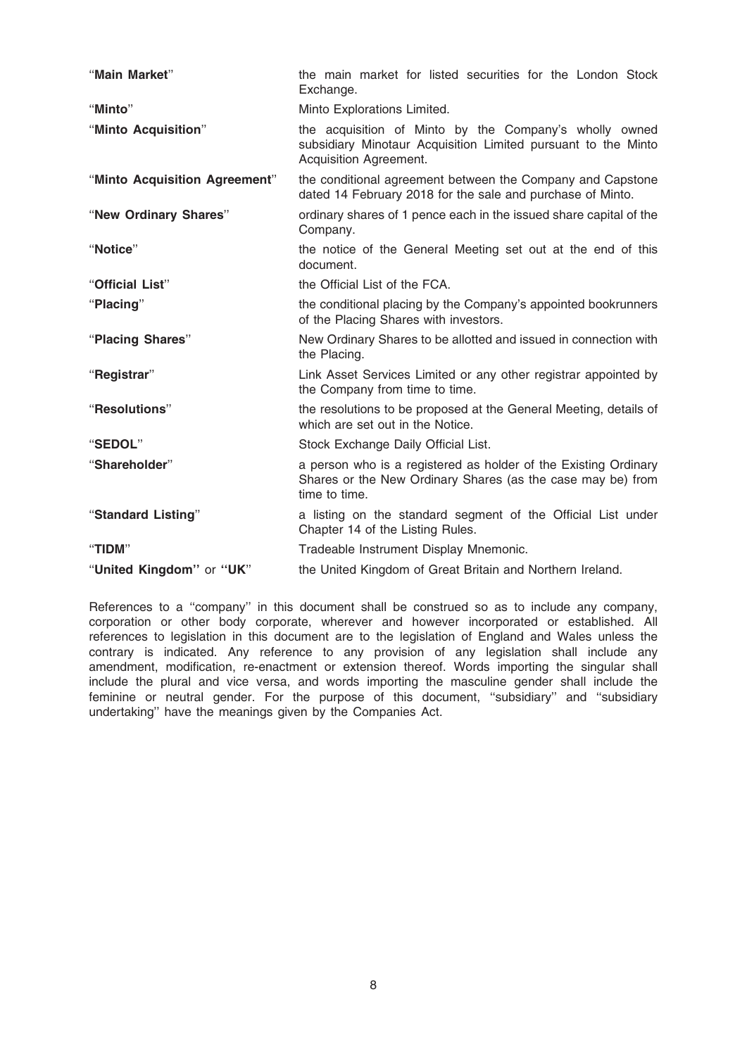| | |
|---|---|
| **"Main Market"** | the main market for listed securities for the London Stock Exchange. |
| **"Minto"** | Minto Explorations Limited. |
| **"Minto Acquisition"** | the acquisition of Minto by the Company's wholly owned subsidiary Minotaur Acquisition Limited pursuant to the Minto Acquisition Agreement. |
| **"Minto Acquisition Agreement"** | the conditional agreement between the Company and Capstone dated 14 February 2018 for the sale and purchase of Minto. |
| **"New Ordinary Shares"** | ordinary shares of 1 pence each in the issued share capital of the Company. |
| **"Notice"** | the notice of the General Meeting set out at the end of this document. |
| **"Official List"** | the Official List of the FCA. |
| **"Placing"** | the conditional placing by the Company's appointed bookrunners of the Placing Shares with investors. |
| **"Placing Shares"** | New Ordinary Shares to be allotted and issued in connection with the Placing. |
| **"Registrar"** | Link Asset Services Limited or any other registrar appointed by the Company from time to time. |
| **"Resolutions"** | the resolutions to be proposed at the General Meeting, details of which are set out in the Notice. |
| **"SEDOL"** | Stock Exchange Daily Official List. |
| **"Shareholder"** | a person who is a registered as holder of the Existing Ordinary Shares or the New Ordinary Shares (as the case may be) from time to time. |
| **"Standard Listing"** | a listing on the standard segment of the Official List under Chapter 14 of the Listing Rules. |
| **"TIDM"** | Tradeable Instrument Display Mnemonic. |
| **"United Kingdom"** or **"UK"** | the United Kingdom of Great Britain and Northern Ireland. |

References to a "company" in this document shall be construed so as to include any company, corporation or other body corporate, wherever and however incorporated or established. All references to legislation in this document are to the legislation of England and Wales unless the contrary is indicated. Any reference to any provision of any legislation shall include any amendment, modification, re-enactment or extension thereof. Words importing the singular shall include the plural and vice versa, and words importing the masculine gender shall include the feminine or neutral gender. For the purpose of this document, "subsidiary" and "subsidiary undertaking" have the meanings given by the Companies Act.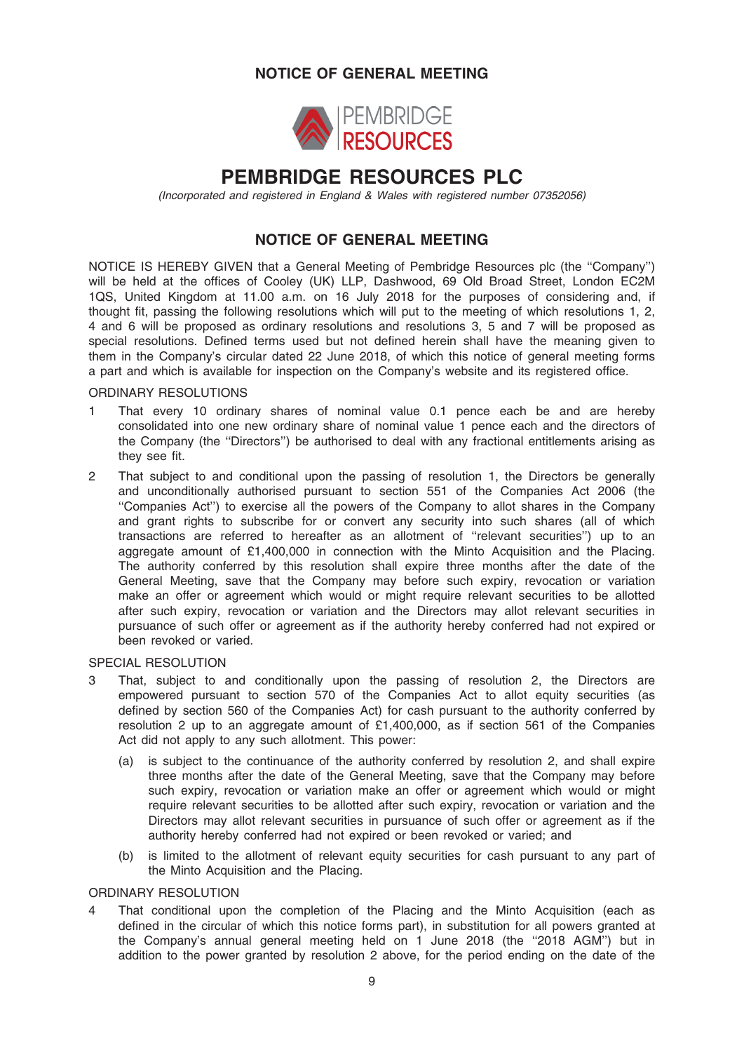# NOTICE OF GENERAL MEETING

PEMBRIDGE RESOURCES

# PEMBRIDGE RESOURCES PLC

*(Incorporated and registered in England & Wales with registered number 07352056)*

## NOTICE OF GENERAL MEETING

NOTICE IS HEREBY GIVEN that a General Meeting of Pembridge Resources plc (the ''Company'') will be held at the offices of Cooley (UK) LLP, Dashwood, 69 Old Broad Street, London EC2M 1QS, United Kingdom at 11.00 a.m. on 16 July 2018 for the purposes of considering and, if thought fit, passing the following resolutions which will put to the meeting of which resolutions 1, 2, 4 and 6 will be proposed as ordinary resolutions and resolutions 3, 5 and 7 will be proposed as special resolutions. Defined terms used but not defined herein shall have the meaning given to them in the Company's circular dated 22 June 2018, of which this notice of general meeting forms a part and which is available for inspection on the Company's website and its registered office.

ORDINARY RESOLUTIONS

1 That every 10 ordinary shares of nominal value 0.1 pence each be and are hereby consolidated into one new ordinary share of nominal value 1 pence each and the directors of the Company (the ''Directors'') be authorised to deal with any fractional entitlements arising as they see fit.

2 That subject to and conditional upon the passing of resolution 1, the Directors be generally and unconditionally authorised pursuant to section 551 of the Companies Act 2006 (the ''Companies Act'') to exercise all the powers of the Company to allot shares in the Company and grant rights to subscribe for or convert any security into such shares (all of which transactions are referred to hereafter as an allotment of ''relevant securities'') up to an aggregate amount of £1,400,000 in connection with the Minto Acquisition and the Placing. The authority conferred by this resolution shall expire three months after the date of the General Meeting, save that the Company may before such expiry, revocation or variation make an offer or agreement which would or might require relevant securities to be allotted after such expiry, revocation or variation and the Directors may allot relevant securities in pursuance of such offer or agreement as if the authority hereby conferred had not expired or been revoked or varied.

SPECIAL RESOLUTION

3 That, subject to and conditionally upon the passing of resolution 2, the Directors are empowered pursuant to section 570 of the Companies Act to allot equity securities (as defined by section 560 of the Companies Act) for cash pursuant to the authority conferred by resolution 2 up to an aggregate amount of £1,400,000, as if section 561 of the Companies Act did not apply to any such allotment. This power:

   (a) is subject to the continuance of the authority conferred by resolution 2, and shall expire three months after the date of the General Meeting, save that the Company may before such expiry, revocation or variation make an offer or agreement which would or might require relevant securities to be allotted after such expiry, revocation or variation and the Directors may allot relevant securities in pursuance of such offer or agreement as if the authority hereby conferred had not expired or been revoked or varied; and

   (b) is limited to the allotment of relevant equity securities for cash pursuant to any part of the Minto Acquisition and the Placing.

ORDINARY RESOLUTION

4 That conditional upon the completion of the Placing and the Minto Acquisition (each as defined in the circular of which this notice forms part), in substitution for all powers granted at the Company's annual general meeting held on 1 June 2018 (the ''2018 AGM'') but in addition to the power granted by resolution 2 above, for the period ending on the date of the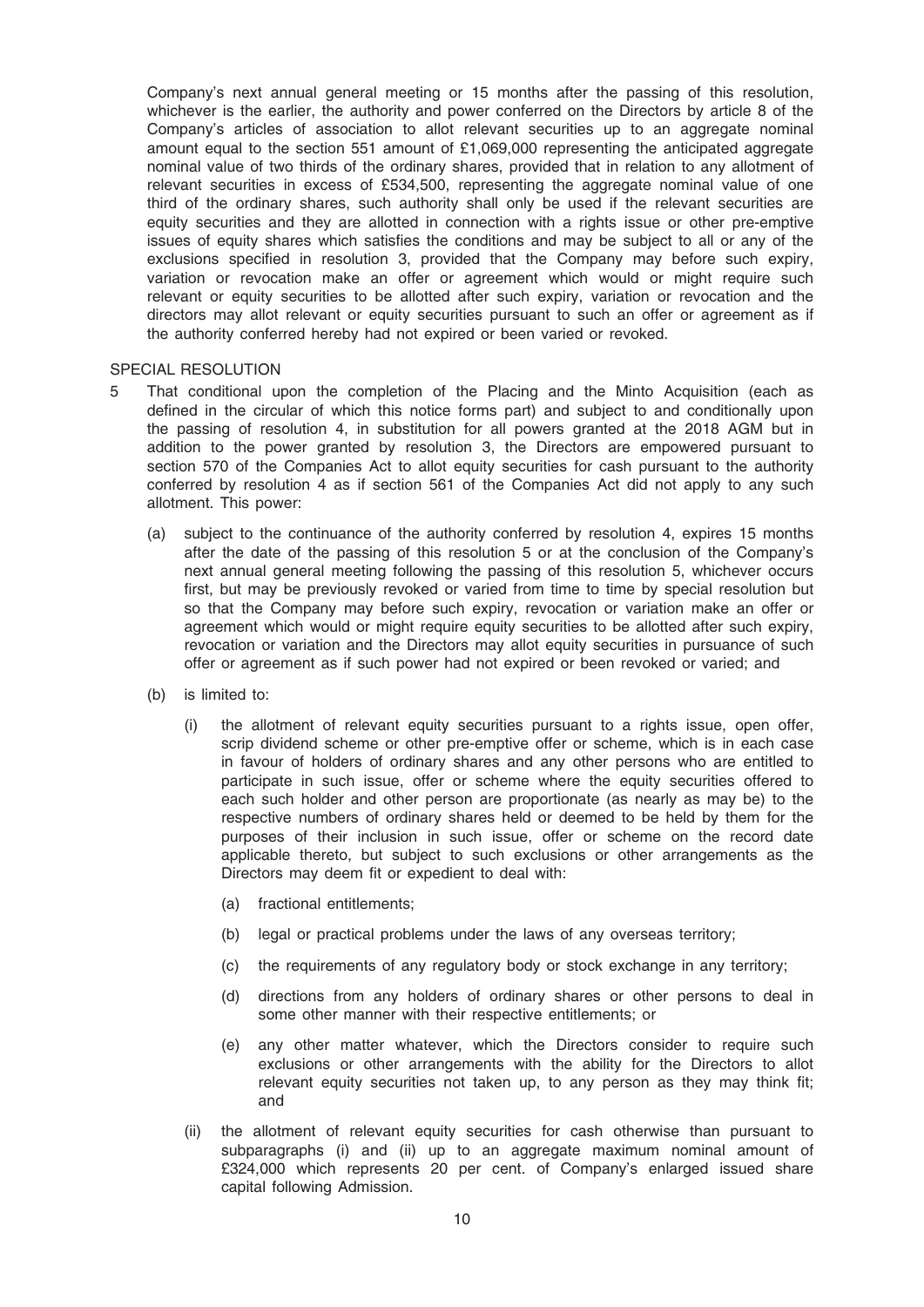Company's next annual general meeting or 15 months after the passing of this resolution, whichever is the earlier, the authority and power conferred on the Directors by article 8 of the Company's articles of association to allot relevant securities up to an aggregate nominal amount equal to the section 551 amount of £1,069,000 representing the anticipated aggregate nominal value of two thirds of the ordinary shares, provided that in relation to any allotment of relevant securities in excess of £534,500, representing the aggregate nominal value of one third of the ordinary shares, such authority shall only be used if the relevant securities are equity securities and they are allotted in connection with a rights issue or other pre-emptive issues of equity shares which satisfies the conditions and may be subject to all or any of the exclusions specified in resolution 3, provided that the Company may before such expiry, variation or revocation make an offer or agreement which would or might require such relevant or equity securities to be allotted after such expiry, variation or revocation and the directors may allot relevant or equity securities pursuant to such an offer or agreement as if the authority conferred hereby had not expired or been varied or revoked.

SPECIAL RESOLUTION

5 That conditional upon the completion of the Placing and the Minto Acquisition (each as defined in the circular of which this notice forms part) and subject to and conditionally upon the passing of resolution 4, in substitution for all powers granted at the 2018 AGM but in addition to the power granted by resolution 3, the Directors are empowered pursuant to section 570 of the Companies Act to allot equity securities for cash pursuant to the authority conferred by resolution 4 as if section 561 of the Companies Act did not apply to any such allotment. This power:

(a) subject to the continuance of the authority conferred by resolution 4, expires 15 months after the date of the passing of this resolution 5 or at the conclusion of the Company's next annual general meeting following the passing of this resolution 5, whichever occurs first, but may be previously revoked or varied from time to time by special resolution but so that the Company may before such expiry, revocation or variation make an offer or agreement which would or might require equity securities to be allotted after such expiry, revocation or variation and the Directors may allot equity securities in pursuance of such offer or agreement as if such power had not expired or been revoked or varied; and

(b) is limited to:

(i) the allotment of relevant equity securities pursuant to a rights issue, open offer, scrip dividend scheme or other pre-emptive offer or scheme, which is in each case in favour of holders of ordinary shares and any other persons who are entitled to participate in such issue, offer or scheme where the equity securities offered to each such holder and other person are proportionate (as nearly as may be) to the respective numbers of ordinary shares held or deemed to be held by them for the purposes of their inclusion in such issue, offer or scheme on the record date applicable thereto, but subject to such exclusions or other arrangements as the Directors may deem fit or expedient to deal with:

(a) fractional entitlements;

(b) legal or practical problems under the laws of any overseas territory;

(c) the requirements of any regulatory body or stock exchange in any territory;

(d) directions from any holders of ordinary shares or other persons to deal in some other manner with their respective entitlements; or

(e) any other matter whatever, which the Directors consider to require such exclusions or other arrangements with the ability for the Directors to allot relevant equity securities not taken up, to any person as they may think fit; and

(ii) the allotment of relevant equity securities for cash otherwise than pursuant to subparagraphs (i) and (ii) up to an aggregate maximum nominal amount of £324,000 which represents 20 per cent. of Company's enlarged issued share capital following Admission.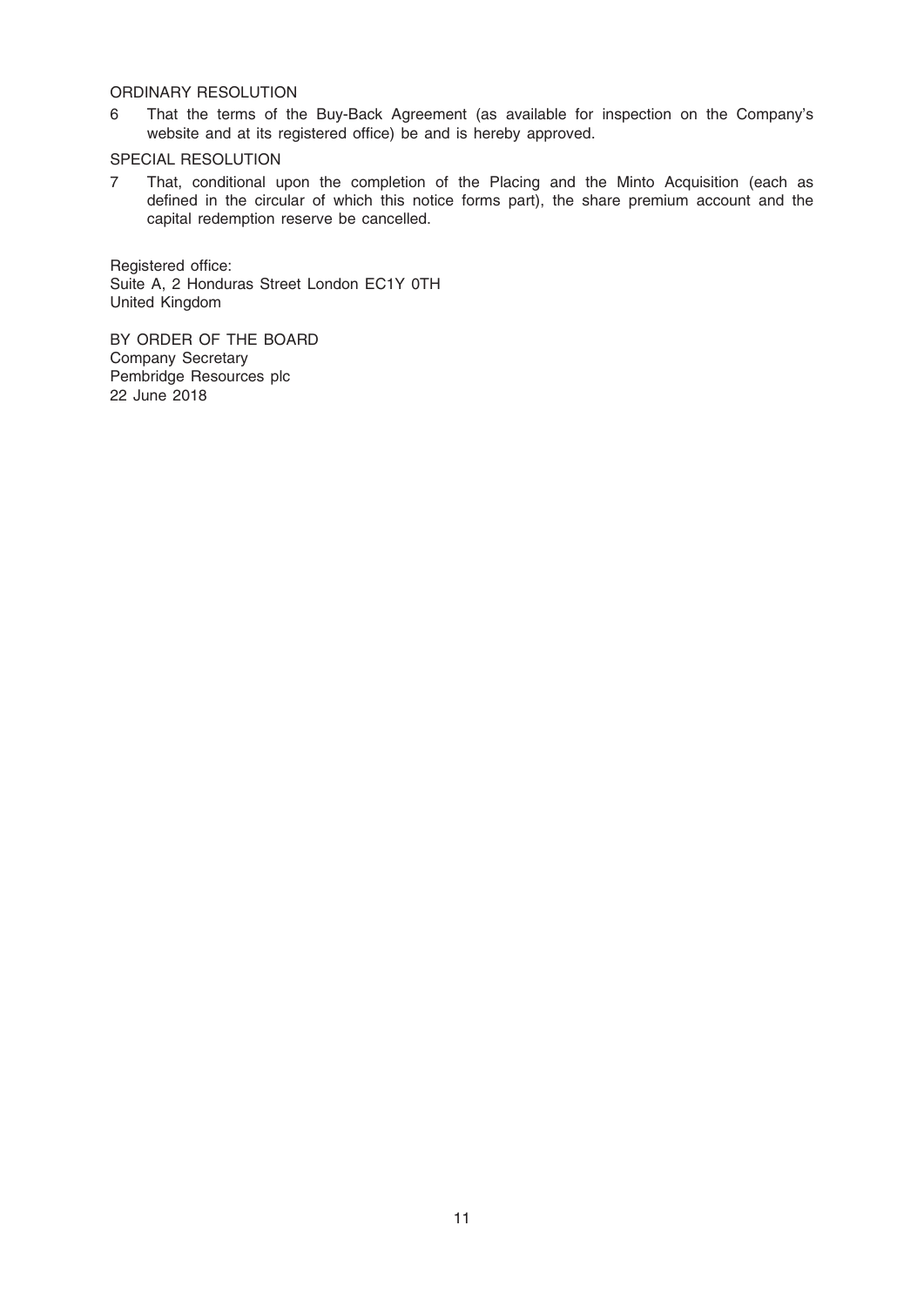ORDINARY RESOLUTION

6 That the terms of the Buy-Back Agreement (as available for inspection on the Company's website and at its registered office) be and is hereby approved.

SPECIAL RESOLUTION

7 That, conditional upon the completion of the Placing and the Minto Acquisition (each as defined in the circular of which this notice forms part), the share premium account and the capital redemption reserve be cancelled.

Registered office:
Suite A, 2 Honduras Street London EC1Y 0TH
United Kingdom

BY ORDER OF THE BOARD
Company Secretary
Pembridge Resources plc
22 June 2018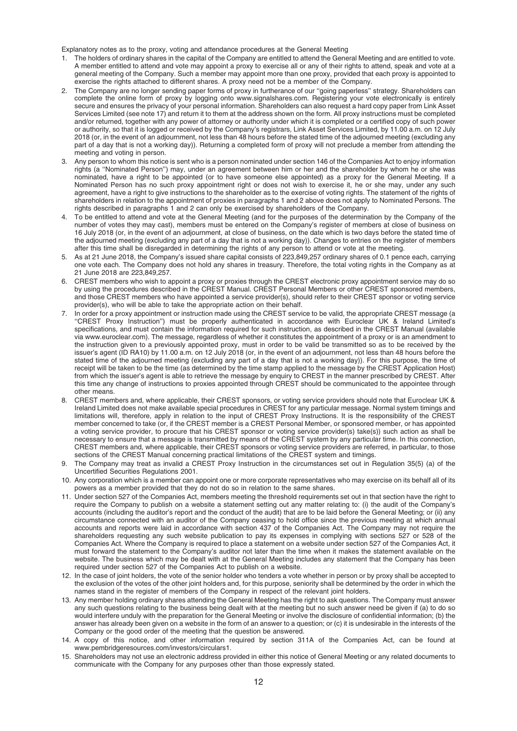Explanatory notes as to the proxy, voting and attendance procedures at the General Meeting

1. The holders of ordinary shares in the capital of the Company are entitled to attend the General Meeting and are entitled to vote. A member entitled to attend and vote may appoint a proxy to exercise all or any of their rights to attend, speak and vote at a general meeting of the Company. Such a member may appoint more than one proxy, provided that each proxy is appointed to exercise the rights attached to different shares. A proxy need not be a member of the Company.
2. The Company are no longer sending paper forms of proxy in furtherance of our ''going paperless'' strategy. Shareholders can complete the online form of proxy by logging onto www.signalshares.com. Registering your vote electronically is entirely secure and ensures the privacy of your personal information. Shareholders can also request a hard copy paper from Link Asset Services Limited (see note 17) and return it to them at the address shown on the form. All proxy instructions must be completed and/or returned, together with any power of attorney or authority under which it is completed or a certified copy of such power or authority, so that it is logged or received by the Company's registrars, Link Asset Services Limited, by 11.00 a.m. on 12 July 2018 (or, in the event of an adjournment, not less than 48 hours before the stated time of the adjourned meeting (excluding any part of a day that is not a working day)). Returning a completed form of proxy will not preclude a member from attending the meeting and voting in person.
3. Any person to whom this notice is sent who is a person nominated under section 146 of the Companies Act to enjoy information rights (a ''Nominated Person'') may, under an agreement between him or her and the shareholder by whom he or she was nominated, have a right to be appointed (or to have someone else appointed) as a proxy for the General Meeting. If a Nominated Person has no such proxy appointment right or does not wish to exercise it, he or she may, under any such agreement, have a right to give instructions to the shareholder as to the exercise of voting rights. The statement of the rights of shareholders in relation to the appointment of proxies in paragraphs 1 and 2 above does not apply to Nominated Persons. The rights described in paragraphs 1 and 2 can only be exercised by shareholders of the Company.
4. To be entitled to attend and vote at the General Meeting (and for the purposes of the determination by the Company of the number of votes they may cast), members must be entered on the Company's register of members at close of business on 16 July 2018 (or, in the event of an adjournment, at close of business, on the date which is two days before the stated time of the adjourned meeting (excluding any part of a day that is not a working day)). Changes to entries on the register of members after this time shall be disregarded in determining the rights of any person to attend or vote at the meeting.
5. As at 21 June 2018, the Company's issued share capital consists of 223,849,257 ordinary shares of 0.1 pence each, carrying one vote each. The Company does not hold any shares in treasury. Therefore, the total voting rights in the Company as at 21 June 2018 are 223,849,257.
6. CREST members who wish to appoint a proxy or proxies through the CREST electronic proxy appointment service may do so by using the procedures described in the CREST Manual. CREST Personal Members or other CREST sponsored members, and those CREST members who have appointed a service provider(s), should refer to their CREST sponsor or voting service provider(s), who will be able to take the appropriate action on their behalf.
7. In order for a proxy appointment or instruction made using the CREST service to be valid, the appropriate CREST message (a ''CREST Proxy Instruction'') must be properly authenticated in accordance with Euroclear UK & Ireland Limited's specifications, and must contain the information required for such instruction, as described in the CREST Manual (available via www.euroclear.com). The message, regardless of whether it constitutes the appointment of a proxy or is an amendment to the instruction given to a previously appointed proxy, must in order to be valid be transmitted so as to be received by the issuer's agent (ID RA10) by 11.00 a.m. on 12 July 2018 (or, in the event of an adjournment, not less than 48 hours before the stated time of the adjourned meeting (excluding any part of a day that is not a working day)). For this purpose, the time of receipt will be taken to be the time (as determined by the time stamp applied to the message by the CREST Application Host) from which the issuer's agent is able to retrieve the message by enquiry to CREST in the manner prescribed by CREST. After this time any change of instructions to proxies appointed through CREST should be communicated to the appointee through other means.
8. CREST members and, where applicable, their CREST sponsors, or voting service providers should note that Euroclear UK & Ireland Limited does not make available special procedures in CREST for any particular message. Normal system timings and limitations will, therefore, apply in relation to the input of CREST Proxy Instructions. It is the responsibility of the CREST member concerned to take (or, if the CREST member is a CREST Personal Member, or sponsored member, or has appointed a voting service provider, to procure that his CREST sponsor or voting service provider(s) take(s)) such action as shall be necessary to ensure that a message is transmitted by means of the CREST system by any particular time. In this connection, CREST members and, where applicable, their CREST sponsors or voting service providers are referred, in particular, to those sections of the CREST Manual concerning practical limitations of the CREST system and timings.
9. The Company may treat as invalid a CREST Proxy Instruction in the circumstances set out in Regulation 35(5) (a) of the Uncertified Securities Regulations 2001.
10. Any corporation which is a member can appoint one or more corporate representatives who may exercise on its behalf all of its powers as a member provided that they do not do so in relation to the same shares.
11. Under section 527 of the Companies Act, members meeting the threshold requirements set out in that section have the right to require the Company to publish on a website a statement setting out any matter relating to: (i) the audit of the Company's accounts (including the auditor's report and the conduct of the audit) that are to be laid before the General Meeting; or (ii) any circumstance connected with an auditor of the Company ceasing to hold office since the previous meeting at which annual accounts and reports were laid in accordance with section 437 of the Companies Act. The Company may not require the shareholders requesting any such website publication to pay its expenses in complying with sections 527 or 528 of the Companies Act. Where the Company is required to place a statement on a website under section 527 of the Companies Act, it must forward the statement to the Company's auditor not later than the time when it makes the statement available on the website. The business which may be dealt with at the General Meeting includes any statement that the Company has been required under section 527 of the Companies Act to publish on a website.
12. In the case of joint holders, the vote of the senior holder who tenders a vote whether in person or by proxy shall be accepted to the exclusion of the votes of the other joint holders and, for this purpose, seniority shall be determined by the order in which the names stand in the register of members of the Company in respect of the relevant joint holders.
13. Any member holding ordinary shares attending the General Meeting has the right to ask questions. The Company must answer any such questions relating to the business being dealt with at the meeting but no such answer need be given if (a) to do so would interfere unduly with the preparation for the General Meeting or involve the disclosure of confidential information; (b) the answer has already been given on a website in the form of an answer to a question; or (c) it is undesirable in the interests of the Company or the good order of the meeting that the question be answered.
14. A copy of this notice, and other information required by section 311A of the Companies Act, can be found at www.pembridgeresources.com/investors/circulars1.
15. Shareholders may not use an electronic address provided in either this notice of General Meeting or any related documents to communicate with the Company for any purposes other than those expressly stated.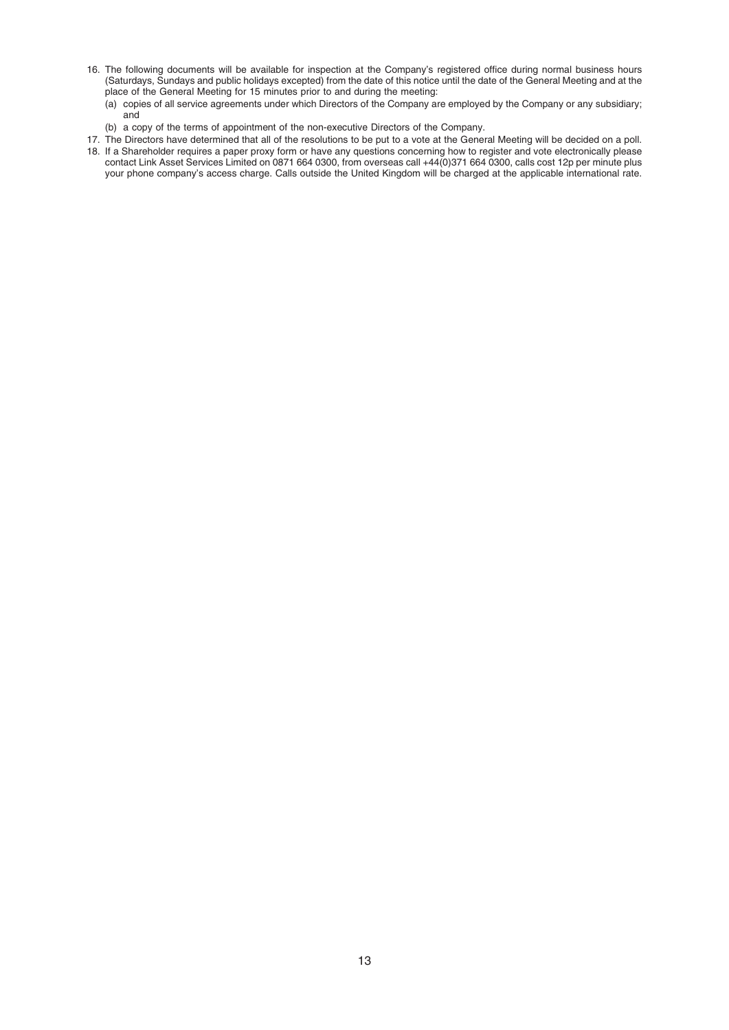16. The following documents will be available for inspection at the Company's registered office during normal business hours (Saturdays, Sundays and public holidays excepted) from the date of this notice until the date of the General Meeting and at the place of the General Meeting for 15 minutes prior to and during the meeting:
    (a) copies of all service agreements under which Directors of the Company are employed by the Company or any subsidiary; and
    (b) a copy of the terms of appointment of the non-executive Directors of the Company.
17. The Directors have determined that all of the resolutions to be put to a vote at the General Meeting will be decided on a poll.
18. If a Shareholder requires a paper proxy form or have any questions concerning how to register and vote electronically please contact Link Asset Services Limited on 0871 664 0300, from overseas call +44(0)371 664 0300, calls cost 12p per minute plus your phone company's access charge. Calls outside the United Kingdom will be charged at the applicable international rate.